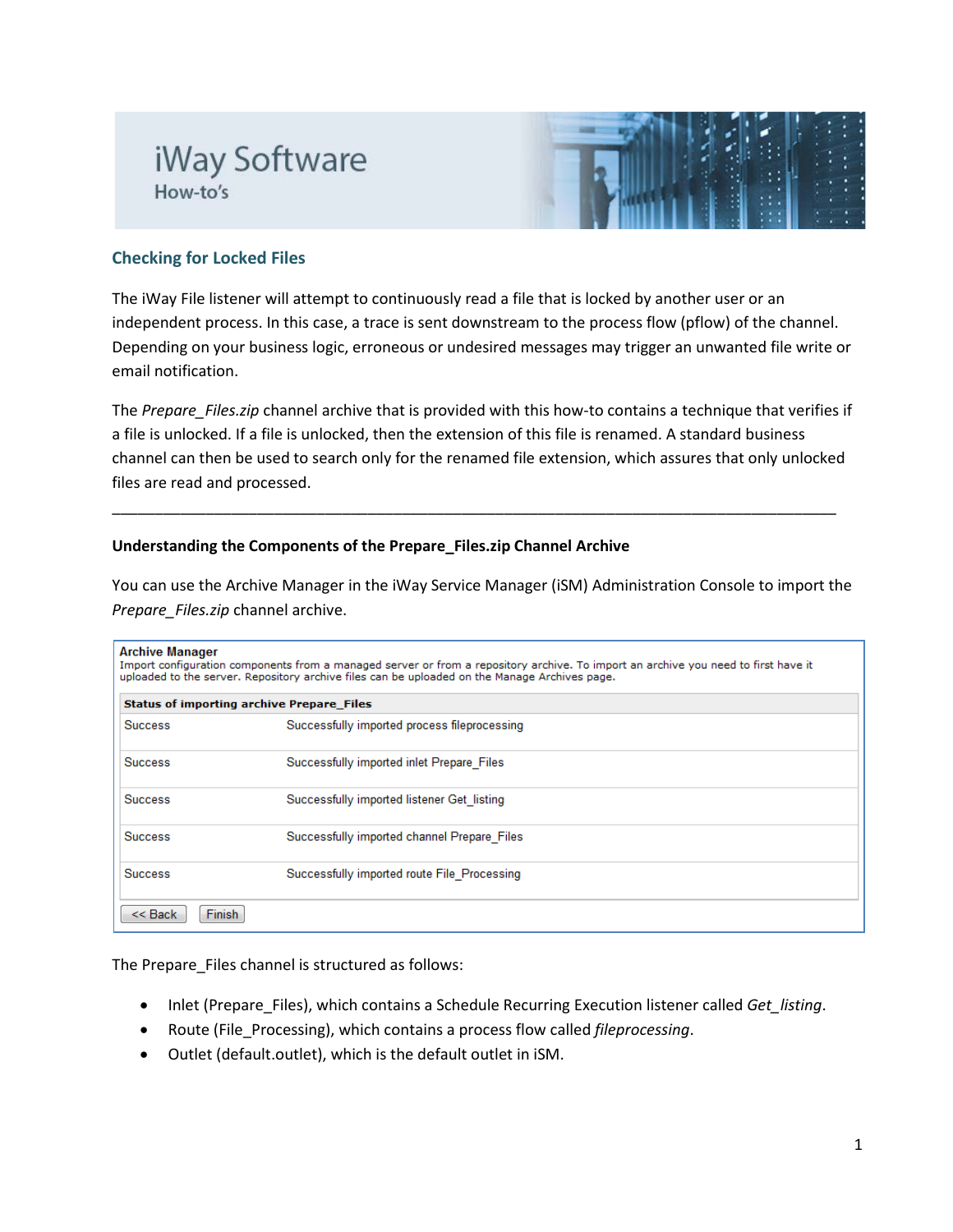# iWay Software
How-to's

## Checking for Locked Files

The iWay File listener will attempt to continuously read a file that is locked by another user or an independent process. In this case, a trace is sent downstream to the process flow (pflow) of the channel. Depending on your business logic, erroneous or undesired messages may trigger an unwanted file write or email notification.

The *Prepare_Files.zip* channel archive that is provided with this how-to contains a technique that verifies if a file is unlocked. If a file is unlocked, then the extension of this file is renamed. A standard business channel can then be used to search only for the renamed file extension, which assures that only unlocked files are read and processed.

---

### Understanding the Components of the Prepare_Files.zip Channel Archive

You can use the Archive Manager in the iWay Service Manager (iSM) Administration Console to import the *Prepare_Files.zip* channel archive.

**Archive Manager**
Import configuration components from a managed server or from a repository archive. To import an archive you need to first have it uploaded to the server. Repository archive files can be uploaded on the Manage Archives page.

| Status of importing archive Prepare_Files | |
|---|---|
| Success | Successfully imported process fileprocessing |
| Success | Successfully imported inlet Prepare_Files |
| Success | Successfully imported listener Get_listing |
| Success | Successfully imported channel Prepare_Files |
| Success | Successfully imported route File_Processing |

<< Back   Finish

The Prepare_Files channel is structured as follows:

- Inlet (Prepare_Files), which contains a Schedule Recurring Execution listener called *Get_listing*.
- Route (File_Processing), which contains a process flow called *fileprocessing*.
- Outlet (default.outlet), which is the default outlet in iSM.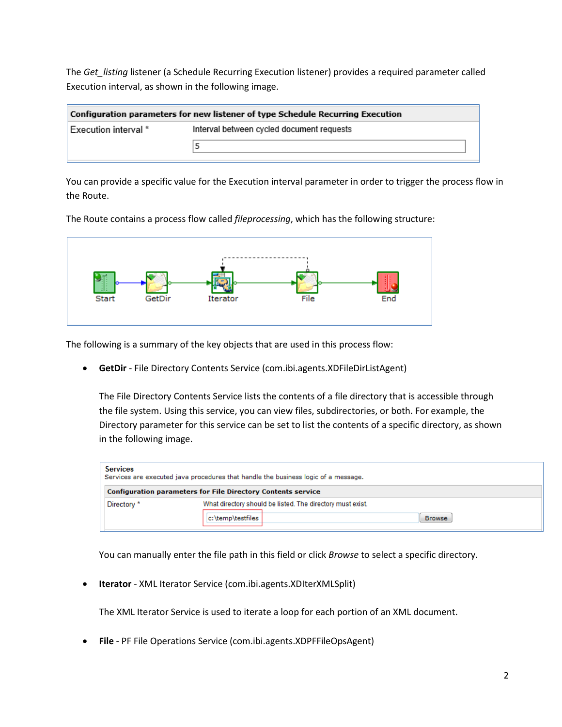The *Get_listing* listener (a Schedule Recurring Execution listener) provides a required parameter called Execution interval, as shown in the following image.

| Configuration parameters for new listener of type Schedule Recurring Execution | |
|---|---|
| Execution interval * | Interval between cycled document requests<br>5 |

You can provide a specific value for the Execution interval parameter in order to trigger the process flow in the Route.

The Route contains a process flow called *fileprocessing*, which has the following structure:

Start → GetDir → Iterator → File → End

The following is a summary of the key objects that are used in this process flow:

- **GetDir** - File Directory Contents Service (com.ibi.agents.XDFileDirListAgent)

  The File Directory Contents Service lists the contents of a file directory that is accessible through the file system. Using this service, you can view files, subdirectories, or both. For example, the Directory parameter for this service can be set to list the contents of a specific directory, as shown in the following image.

  **Services**
  Services are executed java procedures that handle the business logic of a message.

  | Configuration parameters for File Directory Contents service | |
  |---|---|
  | Directory * | What directory should be listed. The directory must exist.<br>c:\temp\testfiles [Browse] |

  You can manually enter the file path in this field or click *Browse* to select a specific directory.

- **Iterator** - XML Iterator Service (com.ibi.agents.XDIterXMLSplit)

  The XML Iterator Service is used to iterate a loop for each portion of an XML document.

- **File** - PF File Operations Service (com.ibi.agents.XDPFFileOpsAgent)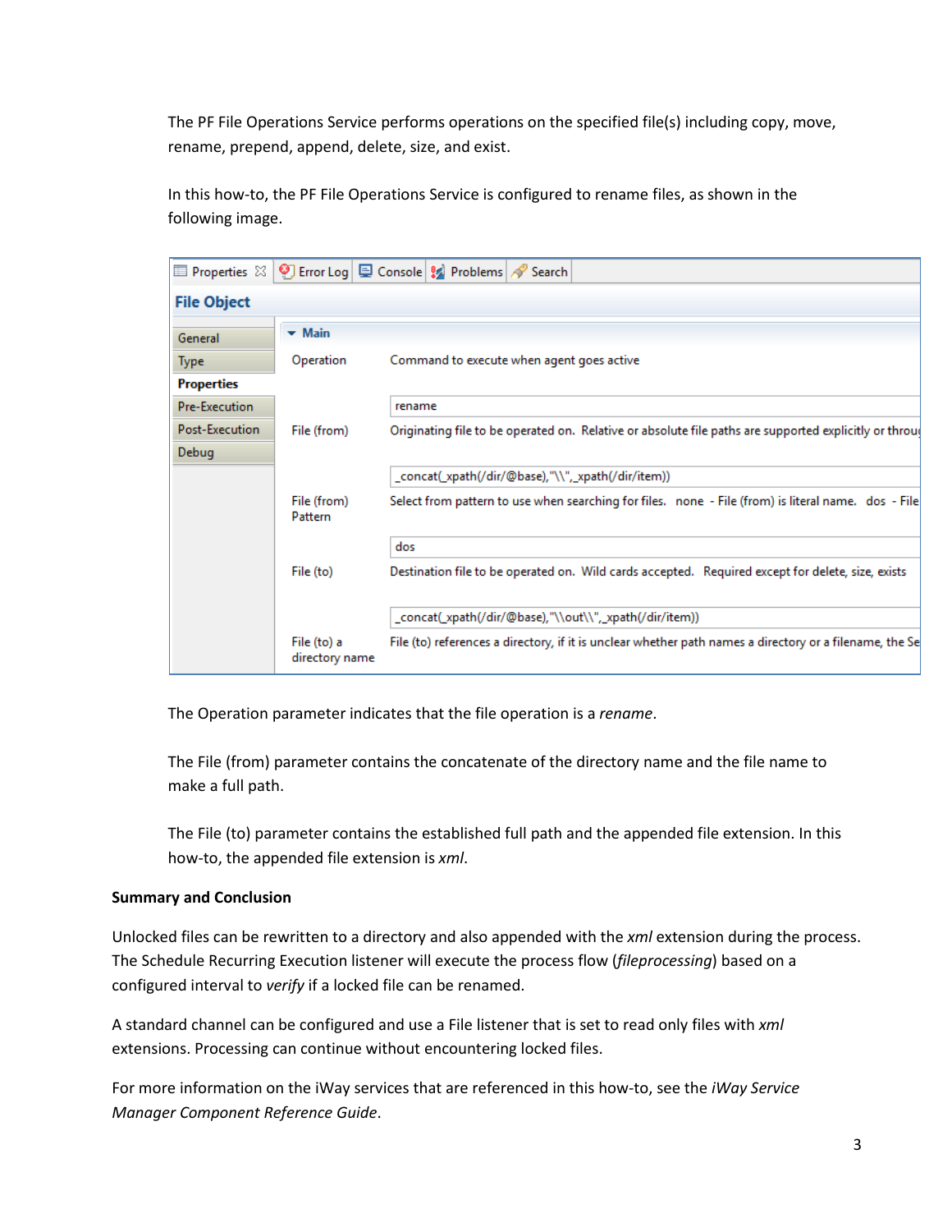The PF File Operations Service performs operations on the specified file(s) including copy, move, rename, prepend, append, delete, size, and exist.

In this how-to, the PF File Operations Service is configured to rename files, as shown in the following image.

Properties | Error Log | Console | Problems | Search

**File Object**

General
Type
**Properties**
Pre-Execution
Post-Execution
Debug

**Main**

| | | |
|---|---|---|
| Operation | Command to execute when agent goes active | rename |
| File (from) | Originating file to be operated on. Relative or absolute file paths are supported explicitly or throu | _concat(_xpath(/dir/@base),"\\",_xpath(/dir/item)) |
| File (from) Pattern | Select from pattern to use when searching for files. none - File (from) is literal name. dos - File | dos |
| File (to) | Destination file to be operated on. Wild cards accepted. Required except for delete, size, exists | _concat(_xpath(/dir/@base),"\\out\\",_xpath(/dir/item)) |
| File (to) a directory name | File (to) references a directory, if it is unclear whether path names a directory or a filename, the Se | |

The Operation parameter indicates that the file operation is a *rename*.

The File (from) parameter contains the concatenate of the directory name and the file name to make a full path.

The File (to) parameter contains the established full path and the appended file extension. In this how-to, the appended file extension is *xml*.

**Summary and Conclusion**

Unlocked files can be rewritten to a directory and also appended with the *xml* extension during the process. The Schedule Recurring Execution listener will execute the process flow (*fileprocessing*) based on a configured interval to *verify* if a locked file can be renamed.

A standard channel can be configured and use a File listener that is set to read only files with *xml* extensions. Processing can continue without encountering locked files.

For more information on the iWay services that are referenced in this how-to, see the *iWay Service Manager Component Reference Guide*.